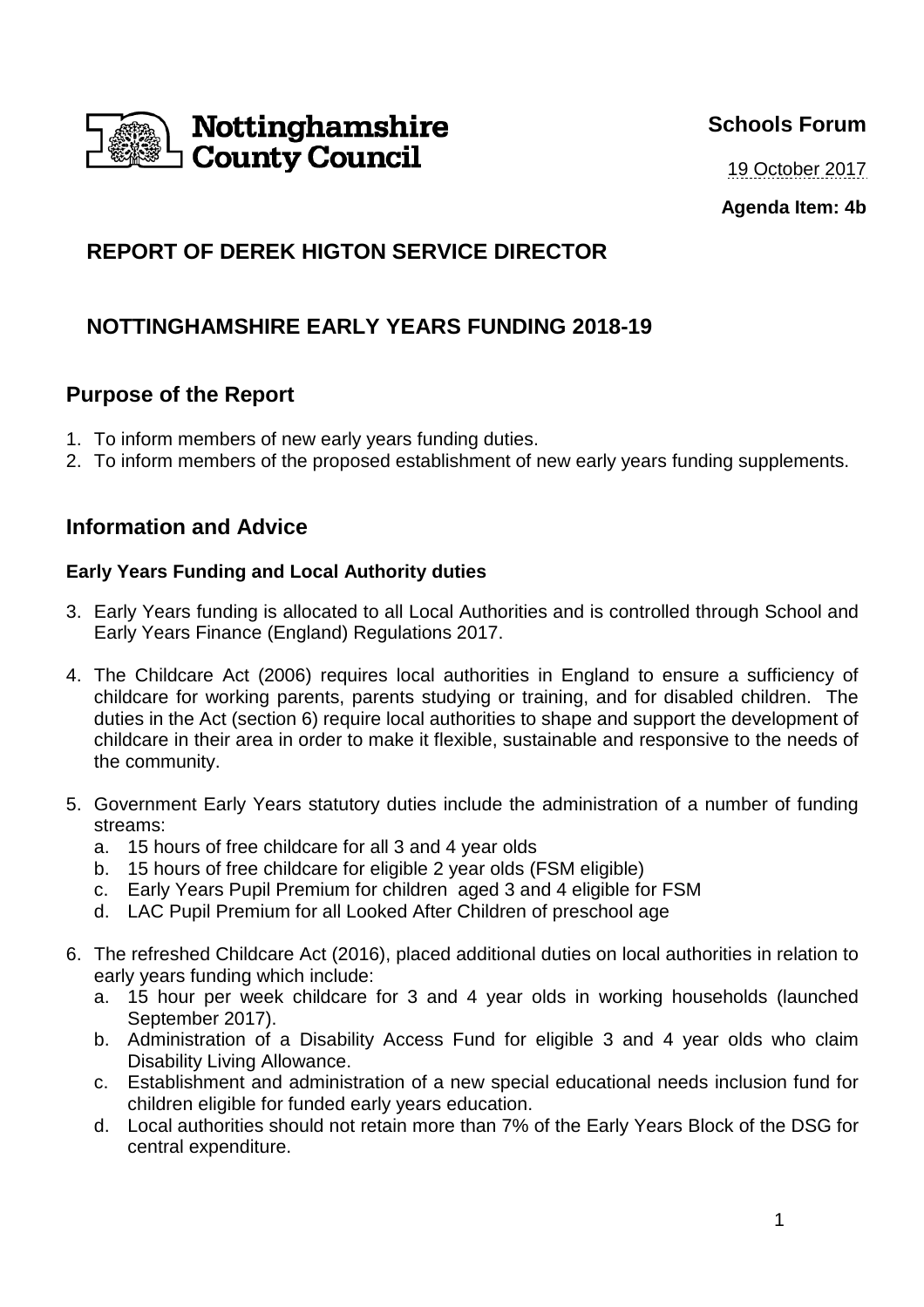Nottinghamshire County Council

**Schools Forum**

19 October 2017

**Agenda Item: 4b**

## REPORT OF DEREK HIGTON SERVICE DIRECTOR

## NOTTINGHAMSHIRE EARLY YEARS FUNDING 2018-19

## Purpose of the Report

1. To inform members of new early years funding duties.
2. To inform members of the proposed establishment of new early years funding supplements.

## Information and Advice

### Early Years Funding and Local Authority duties

3. Early Years funding is allocated to all Local Authorities and is controlled through School and Early Years Finance (England) Regulations 2017.

4. The Childcare Act (2006) requires local authorities in England to ensure a sufficiency of childcare for working parents, parents studying or training, and for disabled children. The duties in the Act (section 6) require local authorities to shape and support the development of childcare in their area in order to make it flexible, sustainable and responsive to the needs of the community.

5. Government Early Years statutory duties include the administration of a number of funding streams:
   a. 15 hours of free childcare for all 3 and 4 year olds
   b. 15 hours of free childcare for eligible 2 year olds (FSM eligible)
   c. Early Years Pupil Premium for children aged 3 and 4 eligible for FSM
   d. LAC Pupil Premium for all Looked After Children of preschool age

6. The refreshed Childcare Act (2016), placed additional duties on local authorities in relation to early years funding which include:
   a. 15 hour per week childcare for 3 and 4 year olds in working households (launched September 2017).
   b. Administration of a Disability Access Fund for eligible 3 and 4 year olds who claim Disability Living Allowance.
   c. Establishment and administration of a new special educational needs inclusion fund for children eligible for funded early years education.
   d. Local authorities should not retain more than 7% of the Early Years Block of the DSG for central expenditure.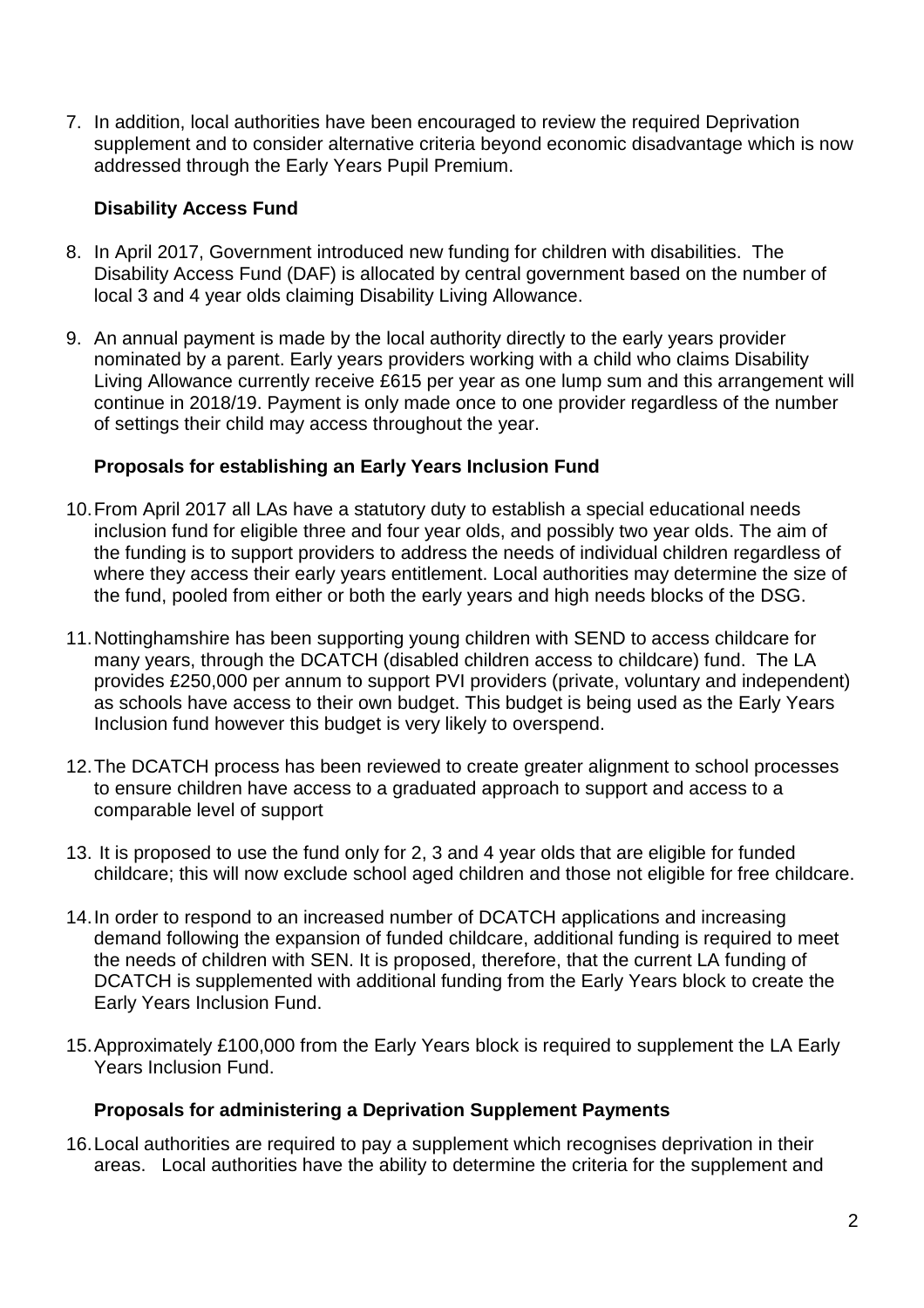7. In addition, local authorities have been encouraged to review the required Deprivation supplement and to consider alternative criteria beyond economic disadvantage which is now addressed through the Early Years Pupil Premium.

### Disability Access Fund

8. In April 2017, Government introduced new funding for children with disabilities. The Disability Access Fund (DAF) is allocated by central government based on the number of local 3 and 4 year olds claiming Disability Living Allowance.

9. An annual payment is made by the local authority directly to the early years provider nominated by a parent. Early years providers working with a child who claims Disability Living Allowance currently receive £615 per year as one lump sum and this arrangement will continue in 2018/19. Payment is only made once to one provider regardless of the number of settings their child may access throughout the year.

### Proposals for establishing an Early Years Inclusion Fund

10. From April 2017 all LAs have a statutory duty to establish a special educational needs inclusion fund for eligible three and four year olds, and possibly two year olds. The aim of the funding is to support providers to address the needs of individual children regardless of where they access their early years entitlement. Local authorities may determine the size of the fund, pooled from either or both the early years and high needs blocks of the DSG.

11. Nottinghamshire has been supporting young children with SEND to access childcare for many years, through the DCATCH (disabled children access to childcare) fund. The LA provides £250,000 per annum to support PVI providers (private, voluntary and independent) as schools have access to their own budget. This budget is being used as the Early Years Inclusion fund however this budget is very likely to overspend.

12. The DCATCH process has been reviewed to create greater alignment to school processes to ensure children have access to a graduated approach to support and access to a comparable level of support

13. It is proposed to use the fund only for 2, 3 and 4 year olds that are eligible for funded childcare; this will now exclude school aged children and those not eligible for free childcare.

14. In order to respond to an increased number of DCATCH applications and increasing demand following the expansion of funded childcare, additional funding is required to meet the needs of children with SEN. It is proposed, therefore, that the current LA funding of DCATCH is supplemented with additional funding from the Early Years block to create the Early Years Inclusion Fund.

15. Approximately £100,000 from the Early Years block is required to supplement the LA Early Years Inclusion Fund.

### Proposals for administering a Deprivation Supplement Payments

16. Local authorities are required to pay a supplement which recognises deprivation in their areas. Local authorities have the ability to determine the criteria for the supplement and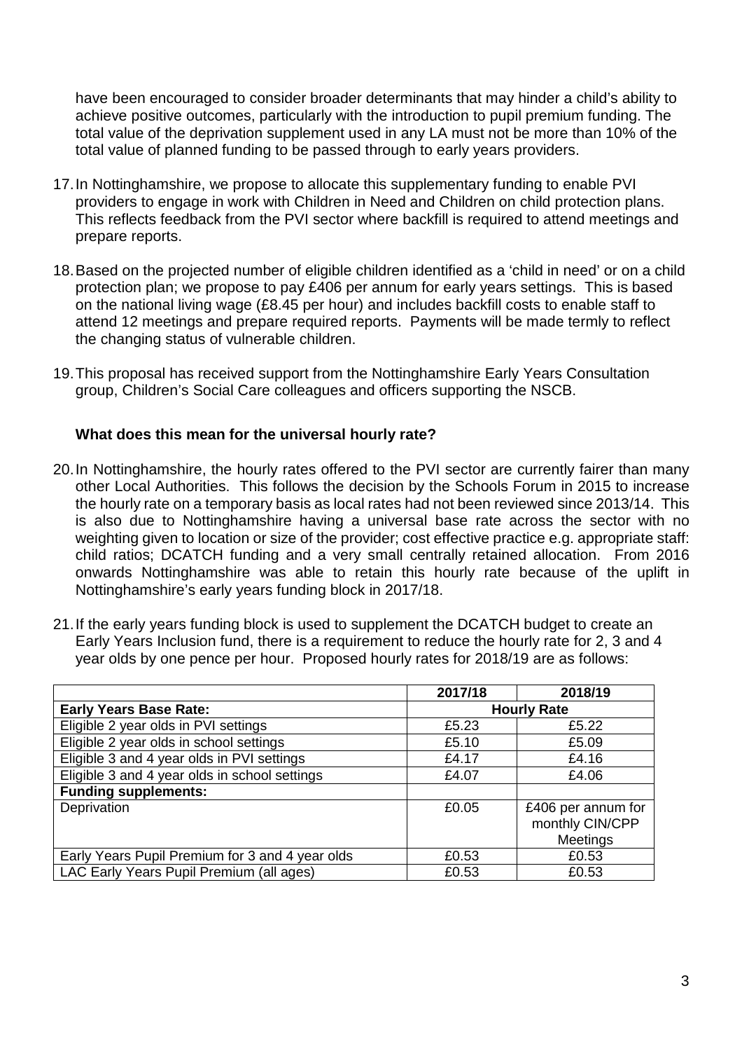have been encouraged to consider broader determinants that may hinder a child's ability to achieve positive outcomes, particularly with the introduction to pupil premium funding. The total value of the deprivation supplement used in any LA must not be more than 10% of the total value of planned funding to be passed through to early years providers.

17. In Nottinghamshire, we propose to allocate this supplementary funding to enable PVI providers to engage in work with Children in Need and Children on child protection plans. This reflects feedback from the PVI sector where backfill is required to attend meetings and prepare reports.

18. Based on the projected number of eligible children identified as a 'child in need' or on a child protection plan; we propose to pay £406 per annum for early years settings. This is based on the national living wage (£8.45 per hour) and includes backfill costs to enable staff to attend 12 meetings and prepare required reports. Payments will be made termly to reflect the changing status of vulnerable children.

19. This proposal has received support from the Nottinghamshire Early Years Consultation group, Children's Social Care colleagues and officers supporting the NSCB.

**What does this mean for the universal hourly rate?**

20. In Nottinghamshire, the hourly rates offered to the PVI sector are currently fairer than many other Local Authorities. This follows the decision by the Schools Forum in 2015 to increase the hourly rate on a temporary basis as local rates had not been reviewed since 2013/14. This is also due to Nottinghamshire having a universal base rate across the sector with no weighting given to location or size of the provider; cost effective practice e.g. appropriate staff: child ratios; DCATCH funding and a very small centrally retained allocation. From 2016 onwards Nottinghamshire was able to retain this hourly rate because of the uplift in Nottinghamshire's early years funding block in 2017/18.

21. If the early years funding block is used to supplement the DCATCH budget to create an Early Years Inclusion fund, there is a requirement to reduce the hourly rate for 2, 3 and 4 year olds by one pence per hour. Proposed hourly rates for 2018/19 are as follows:

| | **2017/18** | **2018/19** |
|---|---|---|
| **Early Years Base Rate:** | **Hourly Rate** | |
| Eligible 2 year olds in PVI settings | £5.23 | £5.22 |
| Eligible 2 year olds in school settings | £5.10 | £5.09 |
| Eligible 3 and 4 year olds in PVI settings | £4.17 | £4.16 |
| Eligible 3 and 4 year olds in school settings | £4.07 | £4.06 |
| **Funding supplements:** | | |
| Deprivation | £0.05 | £406 per annum for monthly CIN/CPP Meetings |
| Early Years Pupil Premium for 3 and 4 year olds | £0.53 | £0.53 |
| LAC Early Years Pupil Premium (all ages) | £0.53 | £0.53 |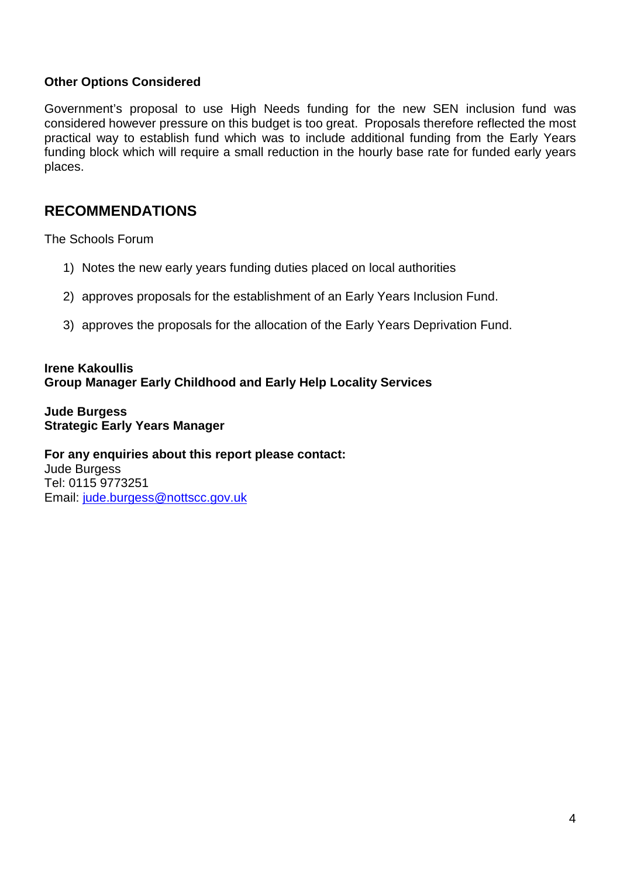**Other Options Considered**

Government's proposal to use High Needs funding for the new SEN inclusion fund was considered however pressure on this budget is too great. Proposals therefore reflected the most practical way to establish fund which was to include additional funding from the Early Years funding block which will require a small reduction in the hourly base rate for funded early years places.

## RECOMMENDATIONS

The Schools Forum

1) Notes the new early years funding duties placed on local authorities

2) approves proposals for the establishment of an Early Years Inclusion Fund.

3) approves the proposals for the allocation of the Early Years Deprivation Fund.

**Irene Kakoullis**
**Group Manager Early Childhood and Early Help Locality Services**

**Jude Burgess**
**Strategic Early Years Manager**

**For any enquiries about this report please contact:**
Jude Burgess
Tel: 0115 9773251
Email: jude.burgess@nottscc.gov.uk